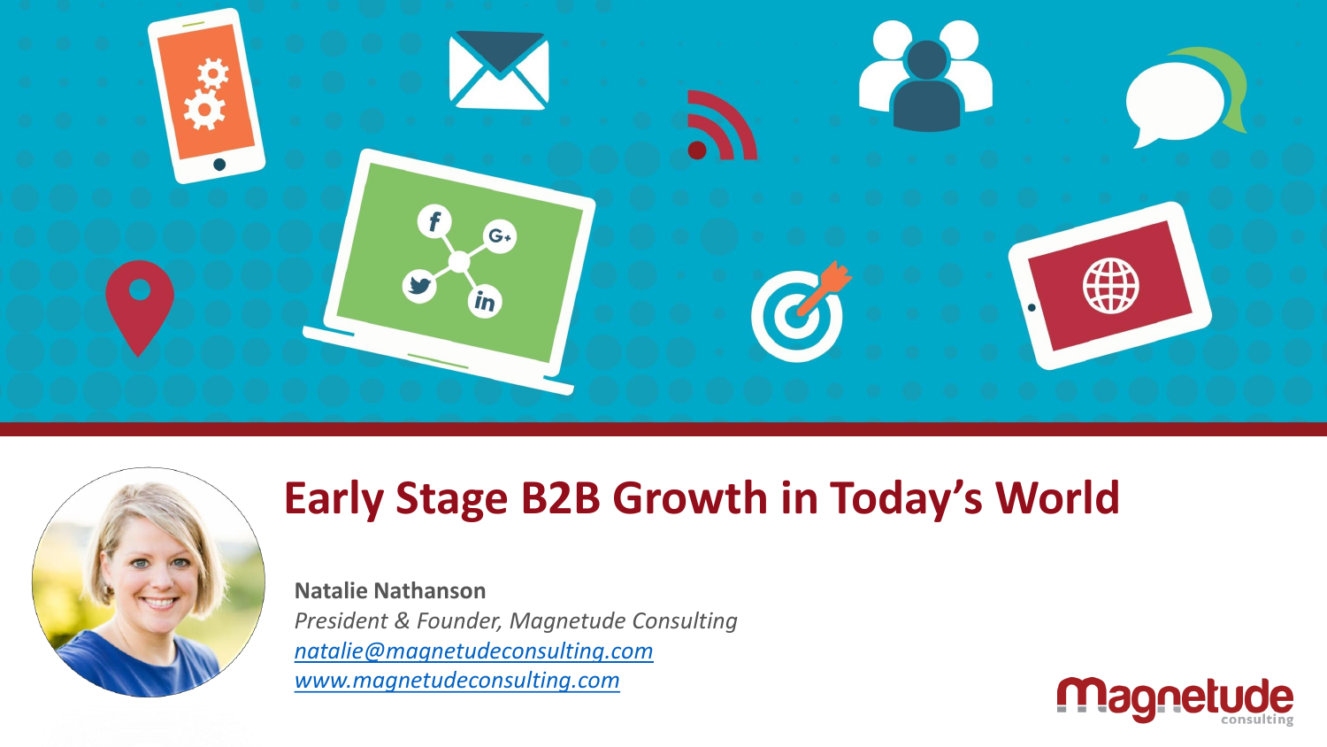# Early Stage B2B Growth in Today's World

**Natalie Nathanson**

*President & Founder, Magnetude Consulting*

*natalie@magnetudeconsulting.com*

*www.magnetudeconsulting.com*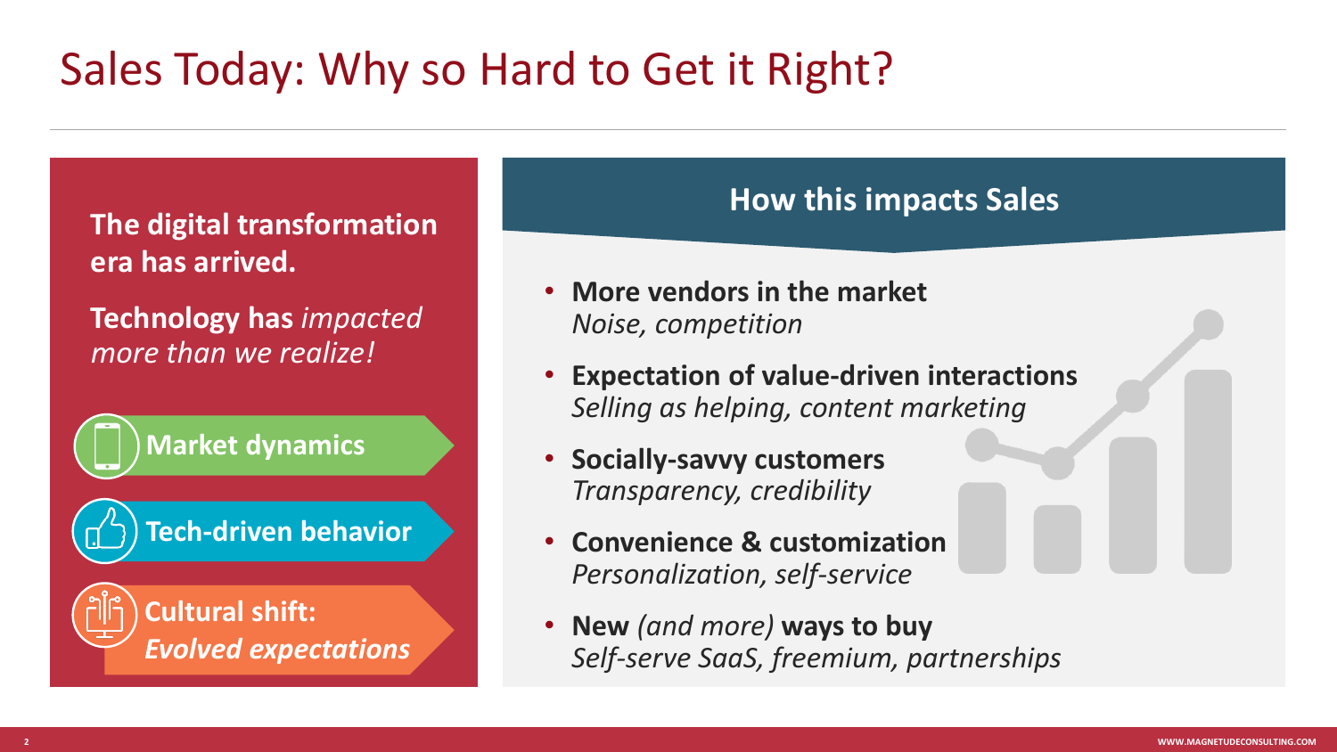# Sales Today: Why so Hard to Get it Right?

**The digital transformation era has arrived.**

**Technology has** ***impacted more than we realize!***

- **Market dynamics**
- **Tech-driven behavior**
- **Cultural shift:** ***Evolved expectations***

## How this impacts Sales

- **More vendors in the market**
  *Noise, competition*
- **Expectation of value-driven interactions**
  *Selling as helping, content marketing*
- **Socially-savvy customers**
  *Transparency, credibility*
- **Convenience & customization**
  *Personalization, self-service*
- **New** *(and more)* **ways to buy**
  *Self-serve SaaS, freemium, partnerships*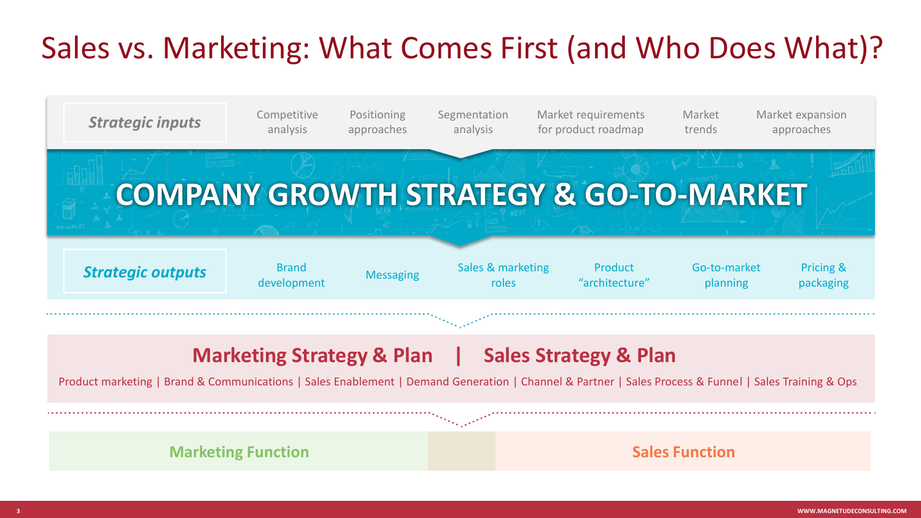# Sales vs. Marketing: What Comes First (and Who Does What)?

***Strategic inputs***

- Competitive analysis
- Positioning approaches
- Segmentation analysis
- Market requirements for product roadmap
- Market trends
- Market expansion approaches

## COMPANY GROWTH STRATEGY & GO-TO-MARKET

***Strategic outputs***

- Brand development
- Messaging
- Sales & marketing roles
- Product “architecture”
- Go-to-market planning
- Pricing & packaging

## Marketing Strategy & Plan | Sales Strategy & Plan

Product marketing | Brand & Communications | Sales Enablement | Demand Generation | Channel & Partner | Sales Process & Funnel | Sales Training & Ops

**Marketing Function** | **Sales Function**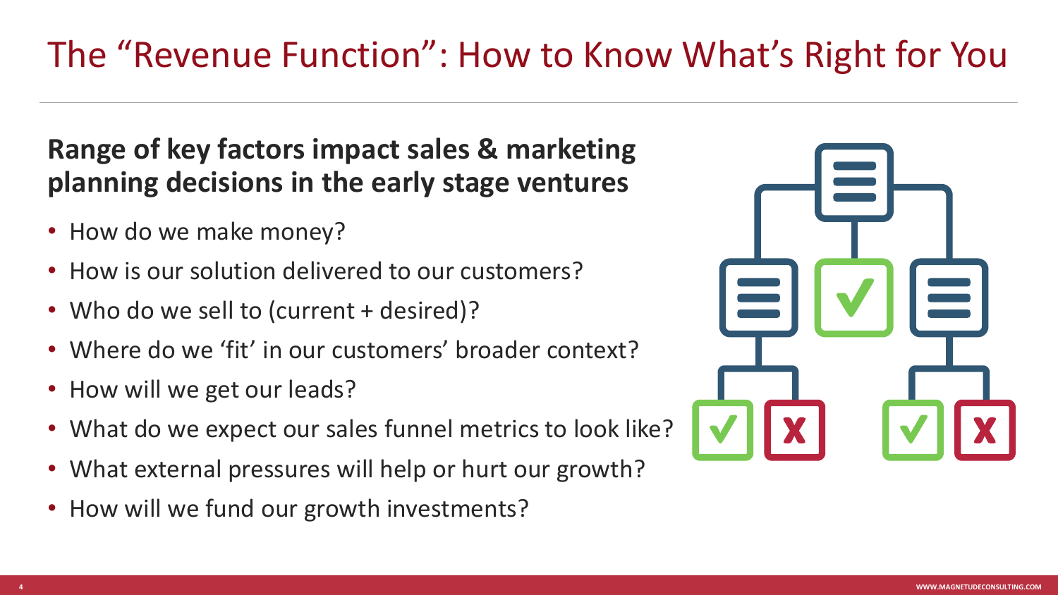# The “Revenue Function”: How to Know What’s Right for You

**Range of key factors impact sales & marketing planning decisions in the early stage ventures**

- How do we make money?
- How is our solution delivered to our customers?
- Who do we sell to (current + desired)?
- Where do we ‘fit’ in our customers’ broader context?
- How will we get our leads?
- What do we expect our sales funnel metrics to look like?
- What external pressures will help or hurt our growth?
- How will we fund our growth investments?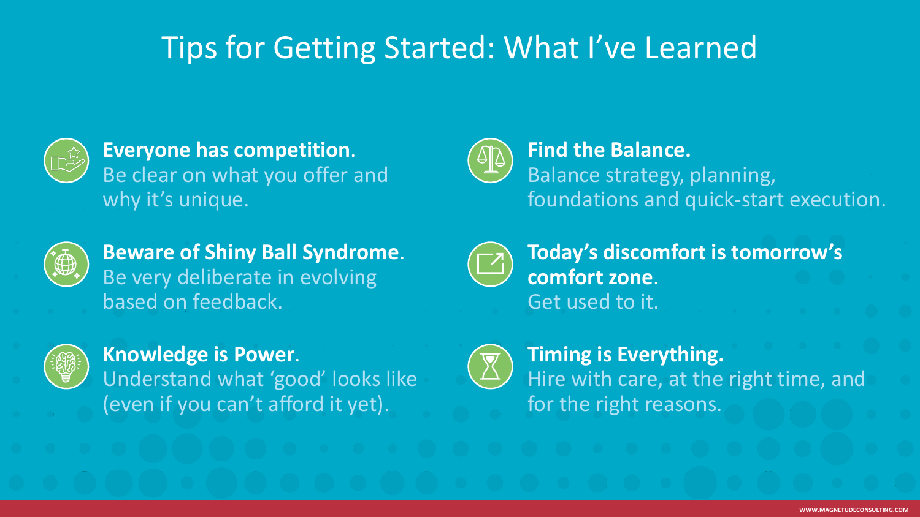# Tips for Getting Started: What I've Learned

**Everyone has competition**.
Be clear on what you offer and why it's unique.

**Beware of Shiny Ball Syndrome**.
Be very deliberate in evolving based on feedback.

**Knowledge is Power**.
Understand what 'good' looks like (even if you can't afford it yet).

**Find the Balance.**
Balance strategy, planning, foundations and quick-start execution.

**Today's discomfort is tomorrow's comfort zone**.
Get used to it.

**Timing is Everything.**
Hire with care, at the right time, and for the right reasons.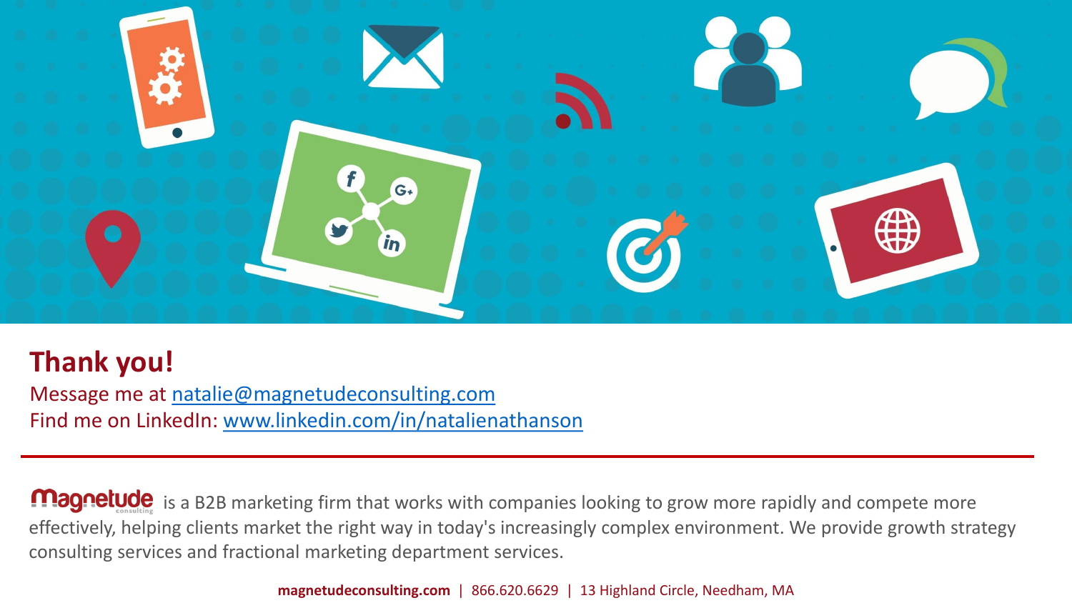## Thank you!

Message me at natalie@magnetudeconsulting.com
Find me on LinkedIn: www.linkedin.com/in/natalienathanson

---

Magnetude consulting is a B2B marketing firm that works with companies looking to grow more rapidly and compete more effectively, helping clients market the right way in today's increasingly complex environment. We provide growth strategy consulting services and fractional marketing department services.

**magnetudeconsulting.com** | 866.620.6629 | 13 Highland Circle, Needham, MA